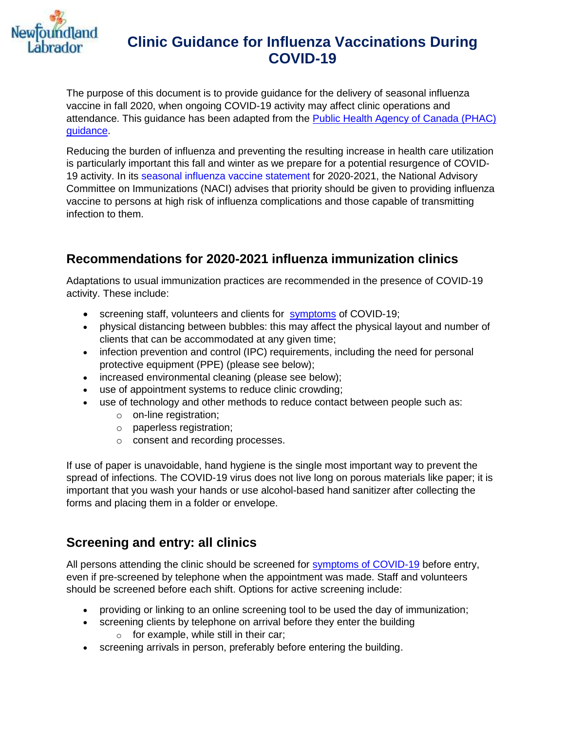# Clinic Guidance for Influenza Vaccinations During COVID-19

The purpose of this document is to provide guidance for the delivery of seasonal influenza vaccine in fall 2020, when ongoing COVID-19 activity may affect clinic operations and attendance. This guidance has been adapted from the Public Health Agency of Canada (PHAC) guidance.

Reducing the burden of influenza and preventing the resulting increase in health care utilization is particularly important this fall and winter as we prepare for a potential resurgence of COVID-19 activity. In its seasonal influenza vaccine statement for 2020-2021, the National Advisory Committee on Immunizations (NACI) advises that priority should be given to providing influenza vaccine to persons at high risk of influenza complications and those capable of transmitting infection to them.

## Recommendations for 2020-2021 influenza immunization clinics

Adaptations to usual immunization practices are recommended in the presence of COVID-19 activity. These include:

- screening staff, volunteers and clients for symptoms of COVID-19;
- physical distancing between bubbles: this may affect the physical layout and number of clients that can be accommodated at any given time;
- infection prevention and control (IPC) requirements, including the need for personal protective equipment (PPE) (please see below);
- increased environmental cleaning (please see below);
- use of appointment systems to reduce clinic crowding;
- use of technology and other methods to reduce contact between people such as:
  - on-line registration;
  - paperless registration;
  - consent and recording processes.

If use of paper is unavoidable, hand hygiene is the single most important way to prevent the spread of infections. The COVID-19 virus does not live long on porous materials like paper; it is important that you wash your hands or use alcohol-based hand sanitizer after collecting the forms and placing them in a folder or envelope.

## Screening and entry: all clinics

All persons attending the clinic should be screened for symptoms of COVID-19 before entry, even if pre-screened by telephone when the appointment was made. Staff and volunteers should be screened before each shift. Options for active screening include:

- providing or linking to an online screening tool to be used the day of immunization;
- screening clients by telephone on arrival before they enter the building
  - for example, while still in their car;
- screening arrivals in person, preferably before entering the building.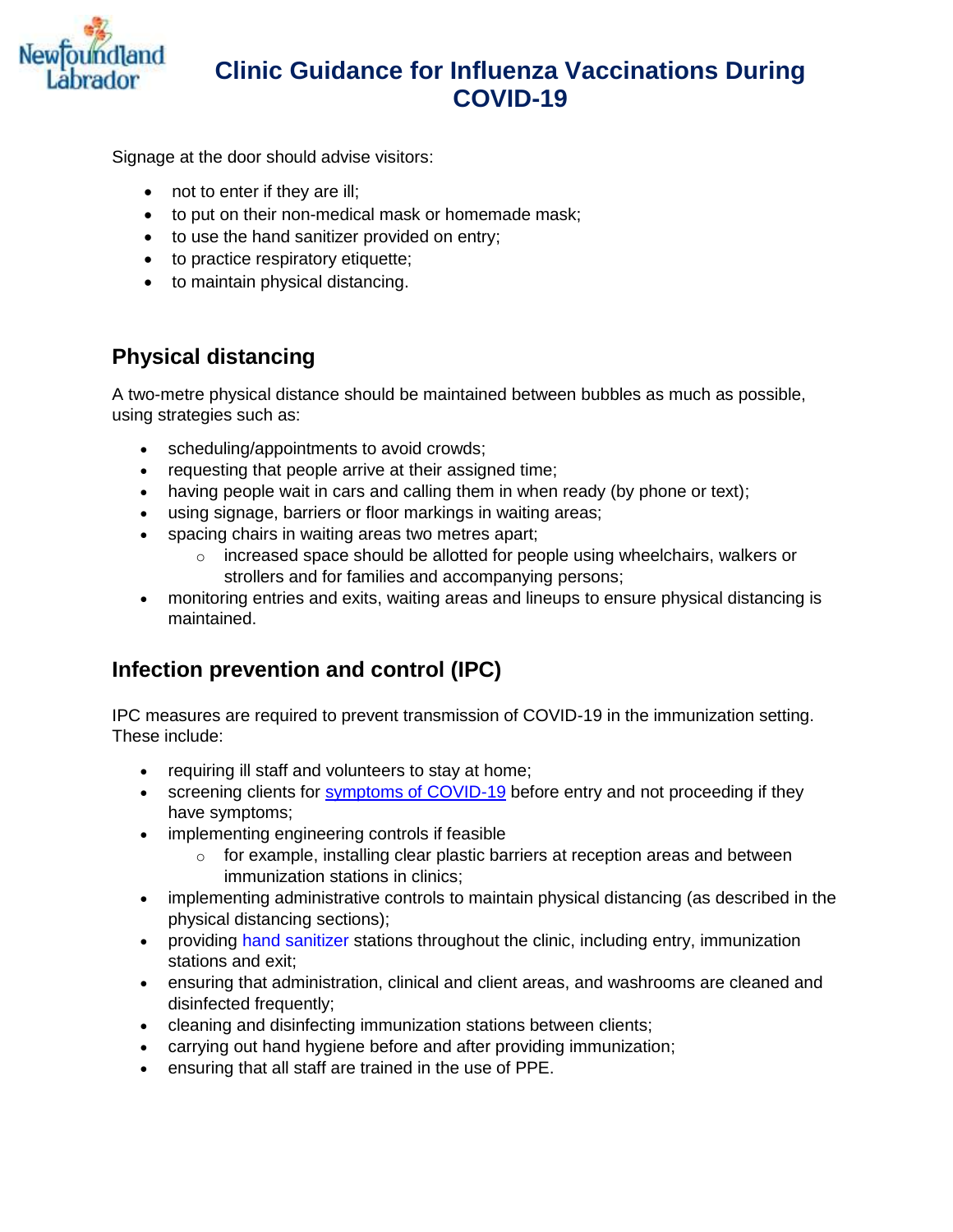Signage at the door should advise visitors:

- not to enter if they are ill;
- to put on their non-medical mask or homemade mask;
- to use the hand sanitizer provided on entry;
- to practice respiratory etiquette;
- to maintain physical distancing.

## Physical distancing

A two-metre physical distance should be maintained between bubbles as much as possible, using strategies such as:

- scheduling/appointments to avoid crowds;
- requesting that people arrive at their assigned time;
- having people wait in cars and calling them in when ready (by phone or text);
- using signage, barriers or floor markings in waiting areas;
- spacing chairs in waiting areas two metres apart;
  - increased space should be allotted for people using wheelchairs, walkers or strollers and for families and accompanying persons;
- monitoring entries and exits, waiting areas and lineups to ensure physical distancing is maintained.

## Infection prevention and control (IPC)

IPC measures are required to prevent transmission of COVID-19 in the immunization setting. These include:

- requiring ill staff and volunteers to stay at home;
- screening clients for symptoms of COVID-19 before entry and not proceeding if they have symptoms;
- implementing engineering controls if feasible
  - for example, installing clear plastic barriers at reception areas and between immunization stations in clinics;
- implementing administrative controls to maintain physical distancing (as described in the physical distancing sections);
- providing hand sanitizer stations throughout the clinic, including entry, immunization stations and exit;
- ensuring that administration, clinical and client areas, and washrooms are cleaned and disinfected frequently;
- cleaning and disinfecting immunization stations between clients;
- carrying out hand hygiene before and after providing immunization;
- ensuring that all staff are trained in the use of PPE.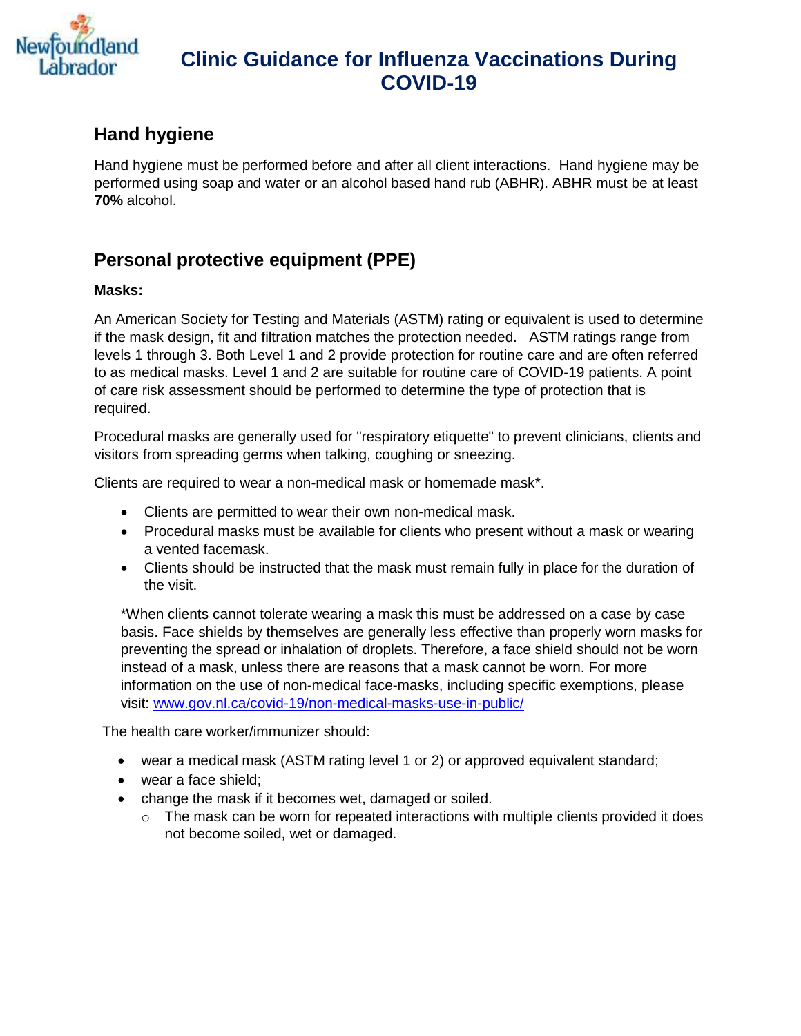# Clinic Guidance for Influenza Vaccinations During COVID-19

## Hand hygiene

Hand hygiene must be performed before and after all client interactions. Hand hygiene may be performed using soap and water or an alcohol based hand rub (ABHR). ABHR must be at least **70%** alcohol.

## Personal protective equipment (PPE)

**Masks:**

An American Society for Testing and Materials (ASTM) rating or equivalent is used to determine if the mask design, fit and filtration matches the protection needed. ASTM ratings range from levels 1 through 3. Both Level 1 and 2 provide protection for routine care and are often referred to as medical masks. Level 1 and 2 are suitable for routine care of COVID-19 patients. A point of care risk assessment should be performed to determine the type of protection that is required.

Procedural masks are generally used for "respiratory etiquette" to prevent clinicians, clients and visitors from spreading germs when talking, coughing or sneezing.

Clients are required to wear a non-medical mask or homemade mask*.

- Clients are permitted to wear their own non-medical mask.
- Procedural masks must be available for clients who present without a mask or wearing a vented facemask.
- Clients should be instructed that the mask must remain fully in place for the duration of the visit.

*When clients cannot tolerate wearing a mask this must be addressed on a case by case basis. Face shields by themselves are generally less effective than properly worn masks for preventing the spread or inhalation of droplets. Therefore, a face shield should not be worn instead of a mask, unless there are reasons that a mask cannot be worn. For more information on the use of non-medical face-masks, including specific exemptions, please visit: [www.gov.nl.ca/covid-19/non-medical-masks-use-in-public/](www.gov.nl.ca/covid-19/non-medical-masks-use-in-public/)

The health care worker/immunizer should:

- wear a medical mask (ASTM rating level 1 or 2) or approved equivalent standard;
- wear a face shield;
- change the mask if it becomes wet, damaged or soiled.
  - The mask can be worn for repeated interactions with multiple clients provided it does not become soiled, wet or damaged.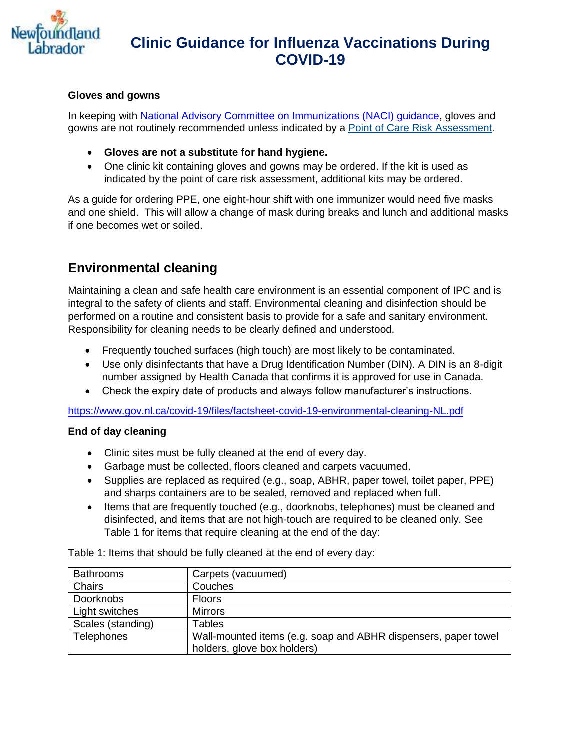#### Gloves and gowns

In keeping with [National Advisory Committee on Immunizations (NACI) guidance](), gloves and gowns are not routinely recommended unless indicated by a [Point of Care Risk Assessment]().

- **Gloves are not a substitute for hand hygiene.**
- One clinic kit containing gloves and gowns may be ordered. If the kit is used as indicated by the point of care risk assessment, additional kits may be ordered.

As a guide for ordering PPE, one eight-hour shift with one immunizer would need five masks and one shield. This will allow a change of mask during breaks and lunch and additional masks if one becomes wet or soiled.

## Environmental cleaning

Maintaining a clean and safe health care environment is an essential component of IPC and is integral to the safety of clients and staff. Environmental cleaning and disinfection should be performed on a routine and consistent basis to provide for a safe and sanitary environment. Responsibility for cleaning needs to be clearly defined and understood.

- Frequently touched surfaces (high touch) are most likely to be contaminated.
- Use only disinfectants that have a Drug Identification Number (DIN). A DIN is an 8-digit number assigned by Health Canada that confirms it is approved for use in Canada.
- Check the expiry date of products and always follow manufacturer's instructions.

https://www.gov.nl.ca/covid-19/files/factsheet-covid-19-environmental-cleaning-NL.pdf

#### End of day cleaning

- Clinic sites must be fully cleaned at the end of every day.
- Garbage must be collected, floors cleaned and carpets vacuumed.
- Supplies are replaced as required (e.g., soap, ABHR, paper towel, toilet paper, PPE) and sharps containers are to be sealed, removed and replaced when full.
- Items that are frequently touched (e.g., doorknobs, telephones) must be cleaned and disinfected, and items that are not high-touch are required to be cleaned only. See Table 1 for items that require cleaning at the end of the day:

Table 1: Items that should be fully cleaned at the end of every day:

| | |
|---|---|
| Bathrooms | Carpets (vacuumed) |
| Chairs | Couches |
| Doorknobs | Floors |
| Light switches | Mirrors |
| Scales (standing) | Tables |
| Telephones | Wall-mounted items (e.g. soap and ABHR dispensers, paper towel holders, glove box holders) |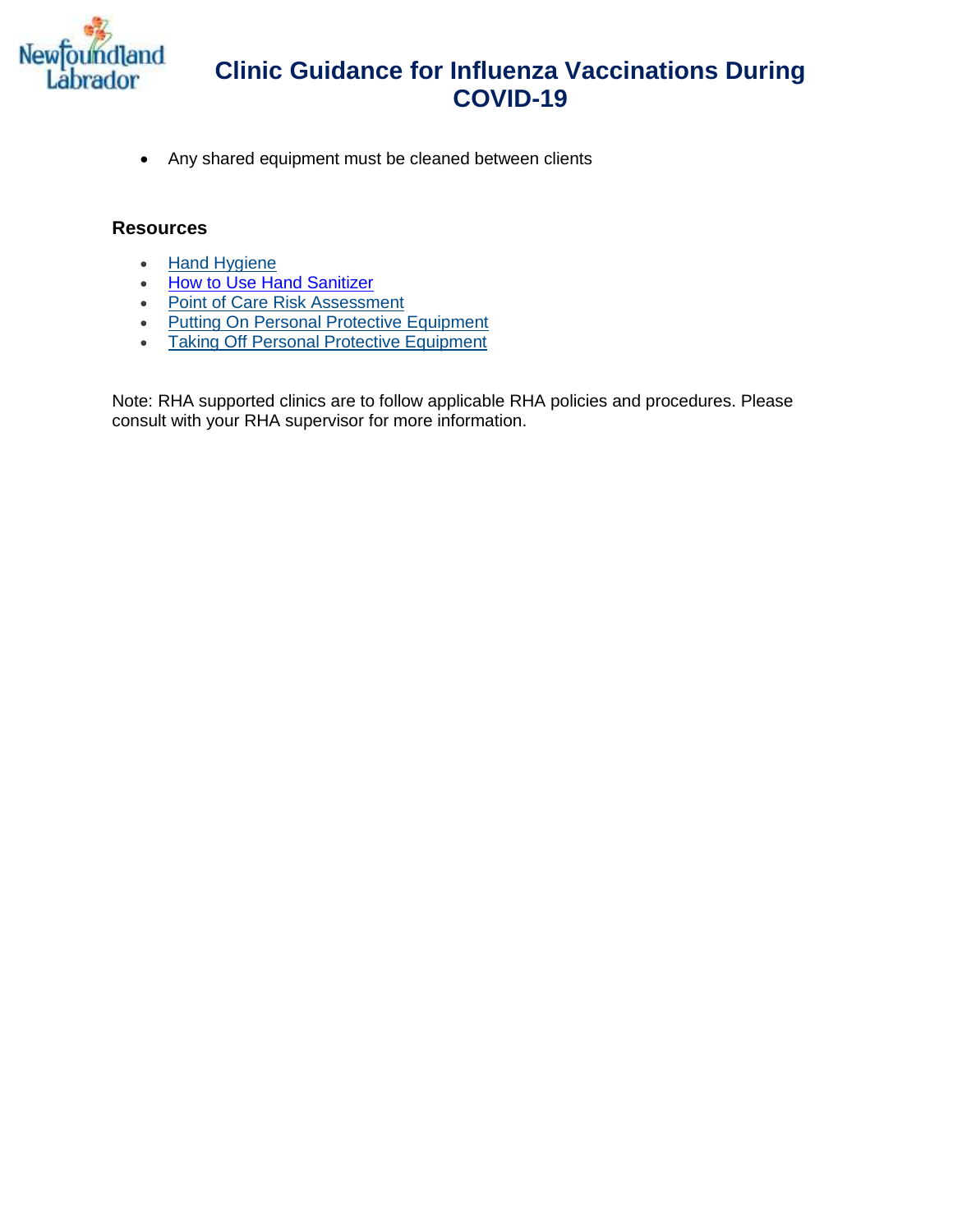- Any shared equipment must be cleaned between clients

### Resources

- Hand Hygiene
- How to Use Hand Sanitizer
- Point of Care Risk Assessment
- Putting On Personal Protective Equipment
- Taking Off Personal Protective Equipment

Note: RHA supported clinics are to follow applicable RHA policies and procedures. Please consult with your RHA supervisor for more information.